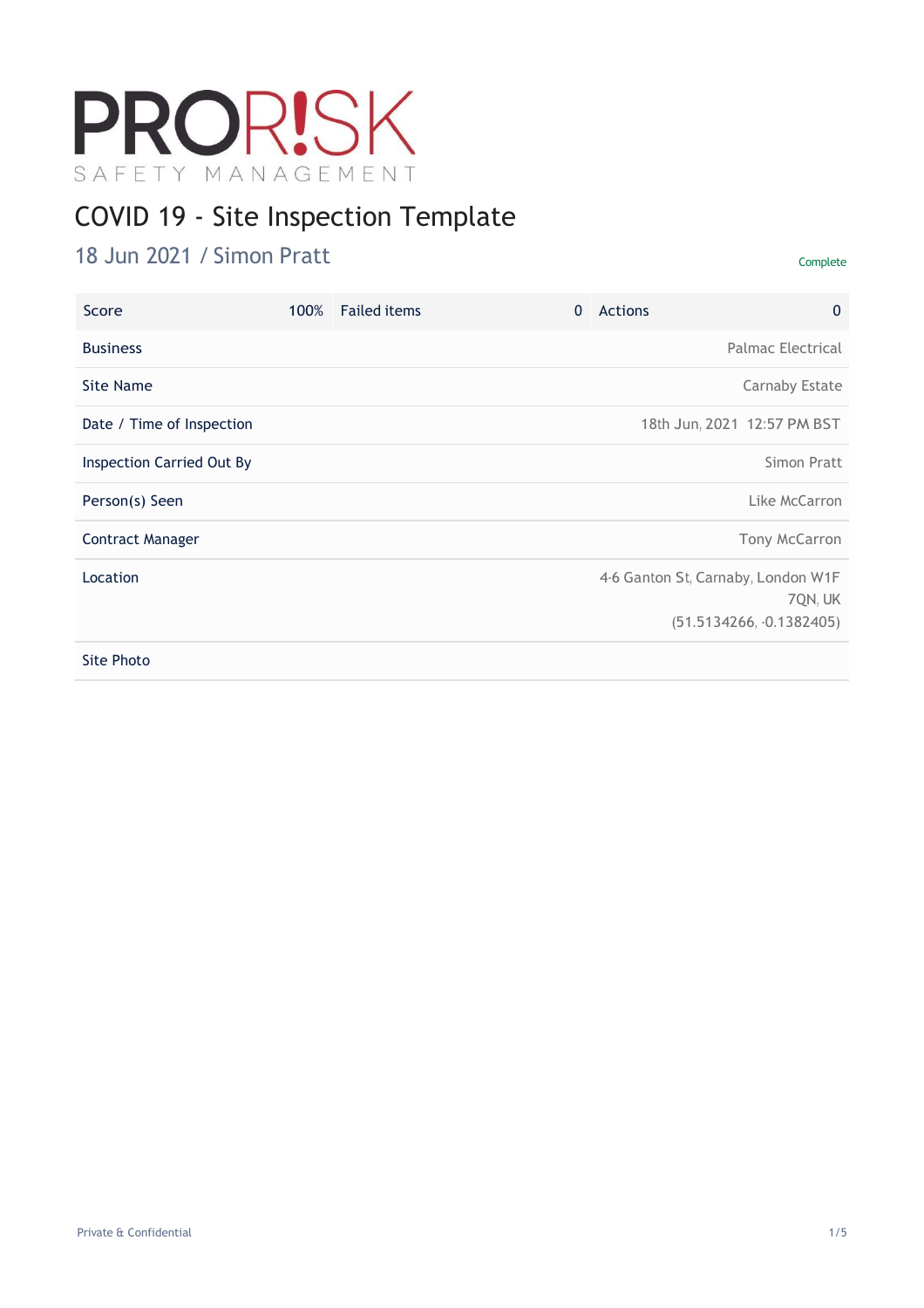PRORISK

SAFETY MANAGEMENT

# COVID 19 - Site Inspection Template

## 18 Jun 2021 / Simon Pratt

Complete

| Score | 100% | Failed items | 0 | Actions | 0 |
|---|---|---|---|---|---|

| | |
|---|---|
| Business | Palmac Electrical |
| Site Name | Carnaby Estate |
| Date / Time of Inspection | 18th Jun, 2021 12:57 PM BST |
| Inspection Carried Out By | Simon Pratt |
| Person(s) Seen | Like McCarron |
| Contract Manager | Tony McCarron |
| Location | 4-6 Ganton St, Carnaby, London W1F 7QN, UK (51.5134266, -0.1382405) |
| Site Photo | |

Private & Confidential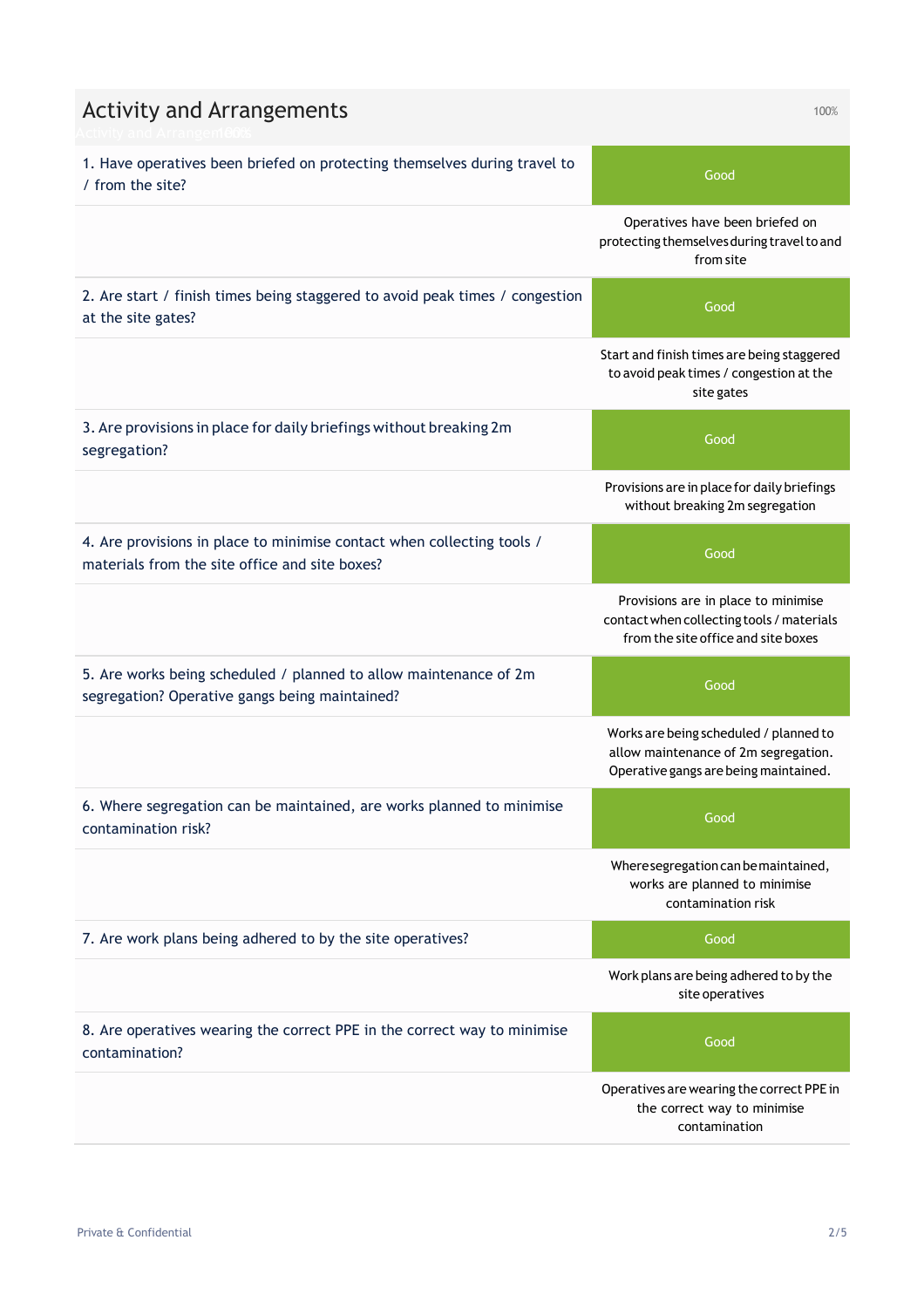## Activity and Arrangements

100%

1. Have operatives been briefed on protecting themselves during travel to / from the site?

**Good**

Operatives have been briefed on protecting themselves during travel to and from site

2. Are start / finish times being staggered to avoid peak times / congestion at the site gates?

**Good**

Start and finish times are being staggered to avoid peak times / congestion at the site gates

3. Are provisions in place for daily briefings without breaking 2m segregation?

**Good**

Provisions are in place for daily briefings without breaking 2m segregation

4. Are provisions in place to minimise contact when collecting tools / materials from the site office and site boxes?

**Good**

Provisions are in place to minimise contact when collecting tools / materials from the site office and site boxes

5. Are works being scheduled / planned to allow maintenance of 2m segregation? Operative gangs being maintained?

**Good**

Works are being scheduled / planned to allow maintenance of 2m segregation. Operative gangs are being maintained.

6. Where segregation can be maintained, are works planned to minimise contamination risk?

**Good**

Where segregation can be maintained, works are planned to minimise contamination risk

7. Are work plans being adhered to by the site operatives?

**Good**

Work plans are being adhered to by the site operatives

8. Are operatives wearing the correct PPE in the correct way to minimise contamination?

**Good**

Operatives are wearing the correct PPE in the correct way to minimise contamination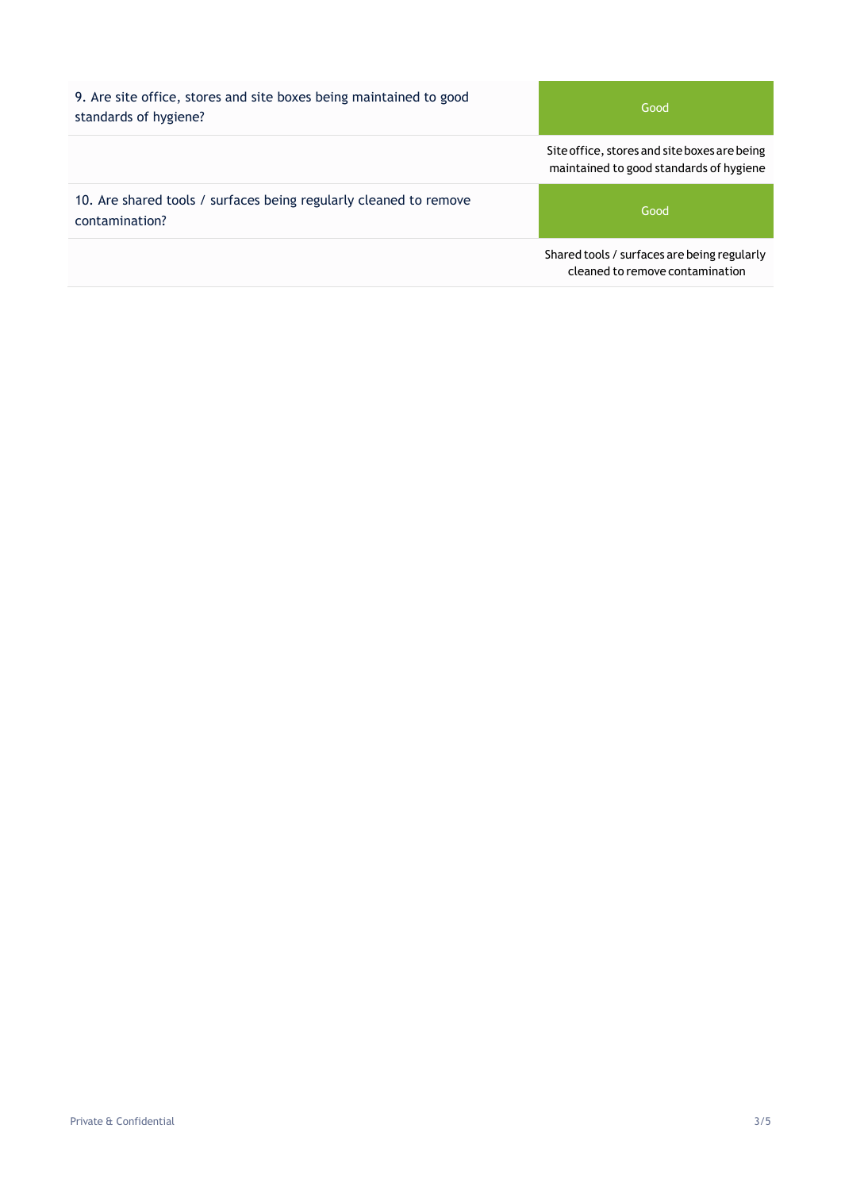| Question | Response |
| --- | --- |
| 9. Are site office, stores and site boxes being maintained to good standards of hygiene? | Good |
| | Site office, stores and site boxes are being maintained to good standards of hygiene |
| 10. Are shared tools / surfaces being regularly cleaned to remove contamination? | Good |
| | Shared tools / surfaces are being regularly cleaned to remove contamination |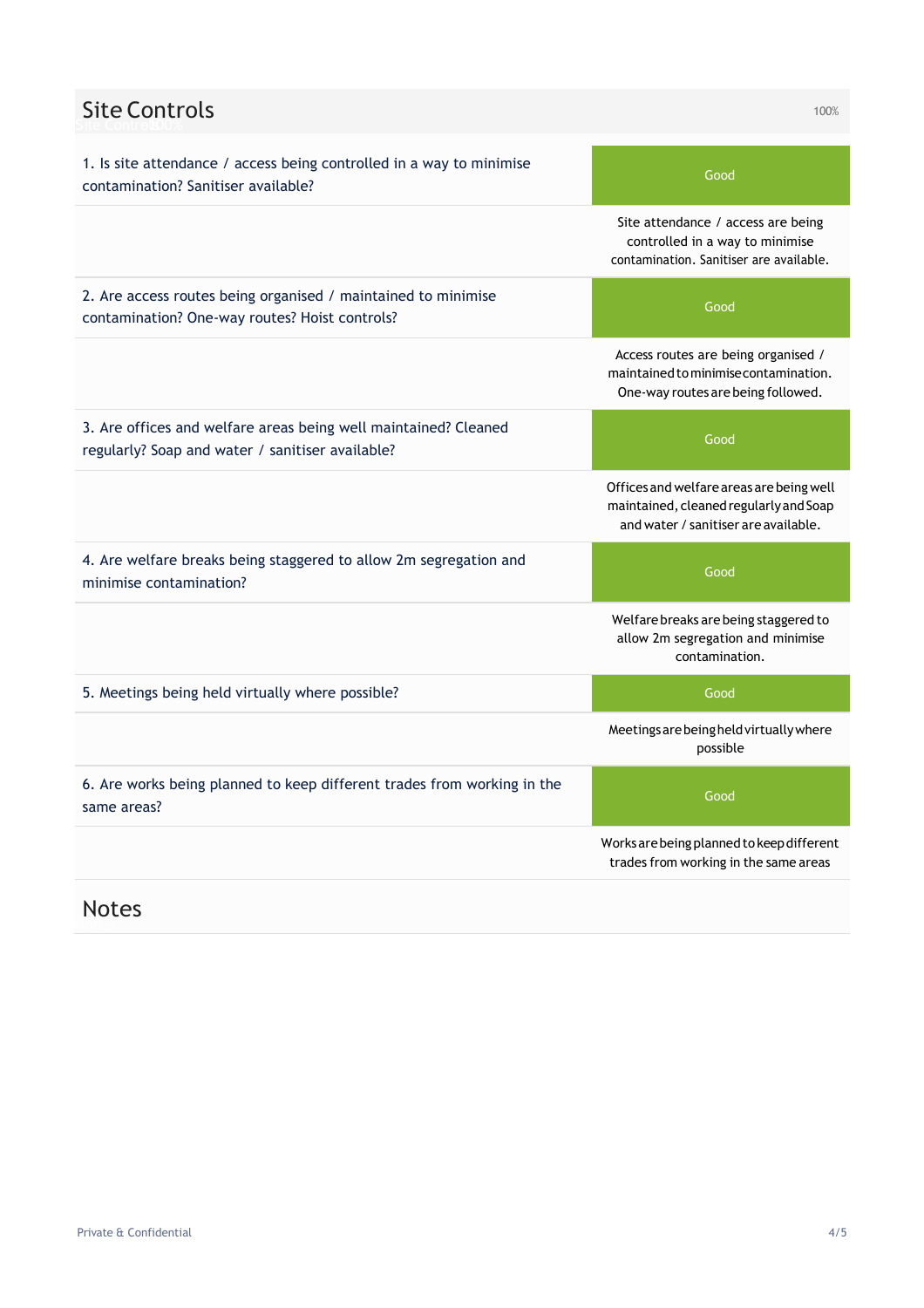## Site Controls

100%

1. Is site attendance / access being controlled in a way to minimise contamination? Sanitiser available?

**Good**

Site attendance / access are being controlled in a way to minimise contamination. Sanitiser are available.

2. Are access routes being organised / maintained to minimise contamination? One-way routes? Hoist controls?

**Good**

Access routes are being organised / maintained to minimise contamination. One-way routes are being followed.

3. Are offices and welfare areas being well maintained? Cleaned regularly? Soap and water / sanitiser available?

**Good**

Offices and welfare areas are being well maintained, cleaned regularly and Soap and water / sanitiser are available.

4. Are welfare breaks being staggered to allow 2m segregation and minimise contamination?

**Good**

Welfare breaks are being staggered to allow 2m segregation and minimise contamination.

5. Meetings being held virtually where possible?

**Good**

Meetings are being held virtually where possible

6. Are works being planned to keep different trades from working in the same areas?

**Good**

Works are being planned to keep different trades from working in the same areas

## Notes

Private & Confidential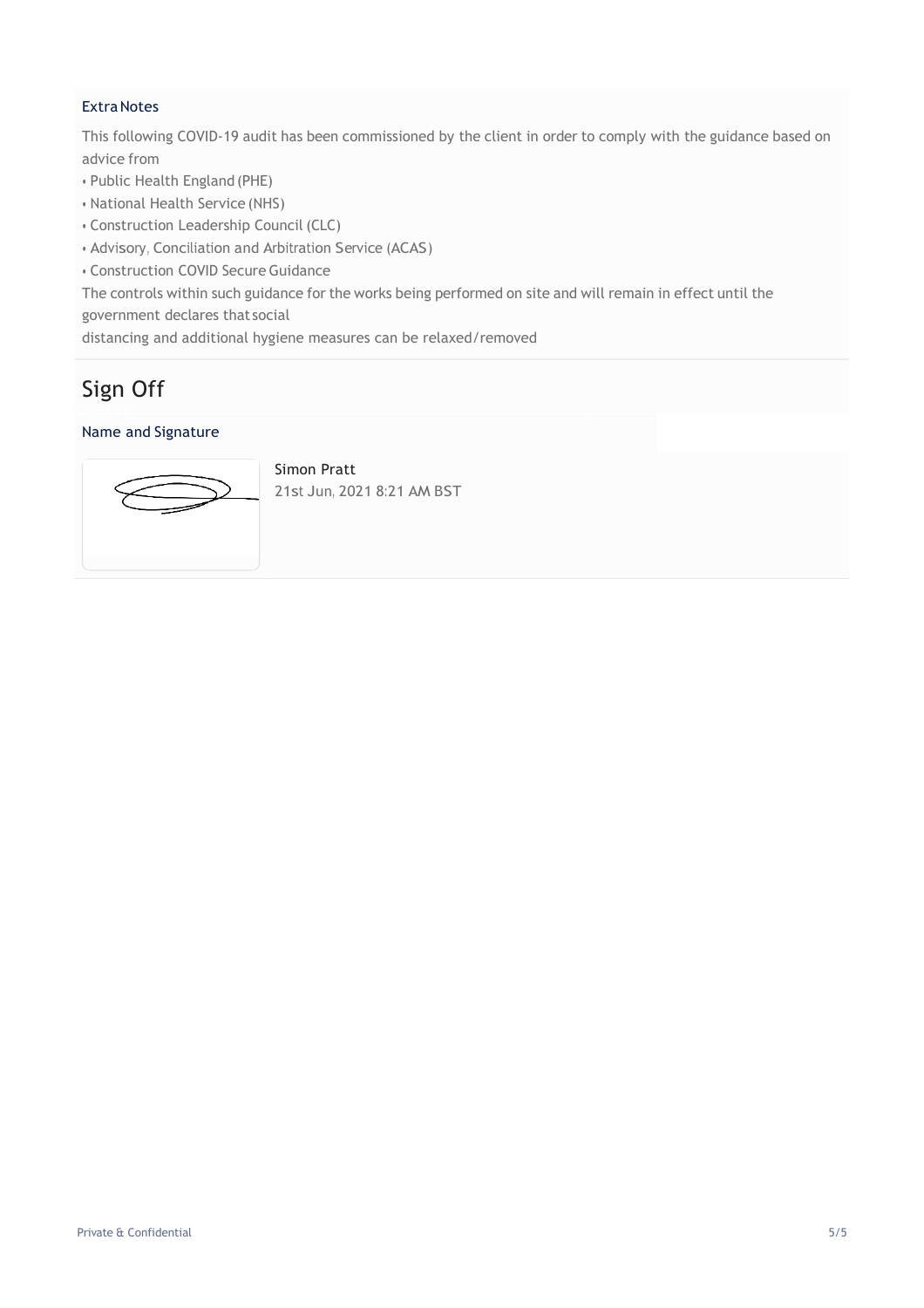### Extra Notes

This following COVID-19 audit has been commissioned by the client in order to comply with the guidance based on advice from

- Public Health England (PHE)
- National Health Service (NHS)
- Construction Leadership Council (CLC)
- Advisory, Conciliation and Arbitration Service (ACAS)
- Construction COVID Secure Guidance

The controls within such guidance for the works being performed on site and will remain in effect until the government declares that social distancing and additional hygiene measures can be relaxed/removed

## Sign Off

### Name and Signature

Simon Pratt
21st Jun, 2021 8:21 AM BST

Private & Confidential